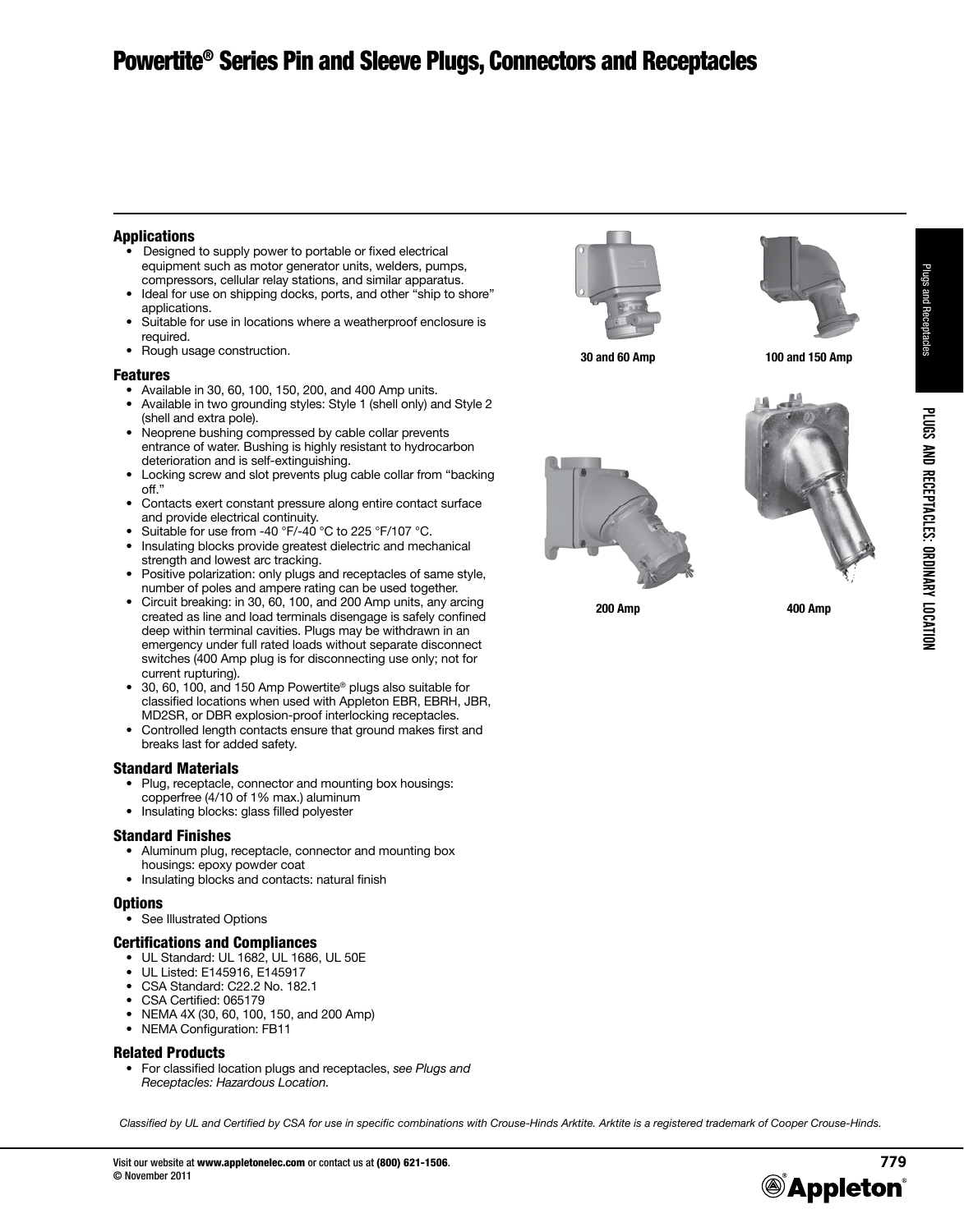# Powertite® Series Pin and Sleeve Plugs, Connectors and Receptacles

### Applications

- Designed to supply power to portable or fixed electrical equipment such as motor generator units, welders, pumps, compressors, cellular relay stations, and similar apparatus.
- Ideal for use on shipping docks, ports, and other "ship to shore" applications.
- Suitable for use in locations where a weatherproof enclosure is required.
- Rough usage construction.

### Features

- Available in 30, 60, 100, 150, 200, and 400 Amp units.
- Available in two grounding styles: Style 1 (shell only) and Style 2 (shell and extra pole).
- Neoprene bushing compressed by cable collar prevents entrance of water. Bushing is highly resistant to hydrocarbon deterioration and is self-extinguishing.
- Locking screw and slot prevents plug cable collar from "backing off."
- Contacts exert constant pressure along entire contact surface and provide electrical continuity.
- Suitable for use from -40 °F/-40 °C to 225 °F/107 °C.
- Insulating blocks provide greatest dielectric and mechanical strength and lowest arc tracking.
- Positive polarization: only plugs and receptacles of same style, number of poles and ampere rating can be used together.
- Circuit breaking: in 30, 60, 100, and 200 Amp units, any arcing created as line and load terminals disengage is safely confined deep within terminal cavities. Plugs may be withdrawn in an emergency under full rated loads without separate disconnect switches (400 Amp plug is for disconnecting use only; not for current rupturing).
- 30, 60, 100, and 150 Amp Powertite® plugs also suitable for classified locations when used with Appleton EBR, EBRH, JBR, MD2SR, or DBR explosion-proof interlocking receptacles.
- Controlled length contacts ensure that ground makes first and breaks last for added safety.

### Standard Materials

- Plug, receptacle, connector and mounting box housings: copperfree (4/10 of 1% max.) aluminum
- Insulating blocks: glass filled polyester

### Standard Finishes

- Aluminum plug, receptacle, connector and mounting box housings: epoxy powder coat
- Insulating blocks and contacts: natural finish

### Options

- See Illustrated Options

### Certifications and Compliances

- UL Standard: UL 1682, UL 1686, UL 50E
- UL Listed: E145916, E145917
- CSA Standard: C22.2 No. 182.1
- CSA Certified: 065179
- NEMA 4X (30, 60, 100, 150, and 200 Amp)
- NEMA Configuration: FB11

### Related Products

- For classified location plugs and receptacles, *see Plugs and Receptacles: Hazardous Location.*

30 and 60 Amp

100 and 150 Amp

200 Amp

400 Amp

*Classified by UL and Certified by CSA for use in specific combinations with Crouse-Hinds Arktite. Arktite is a registered trademark of Cooper Crouse-Hinds.*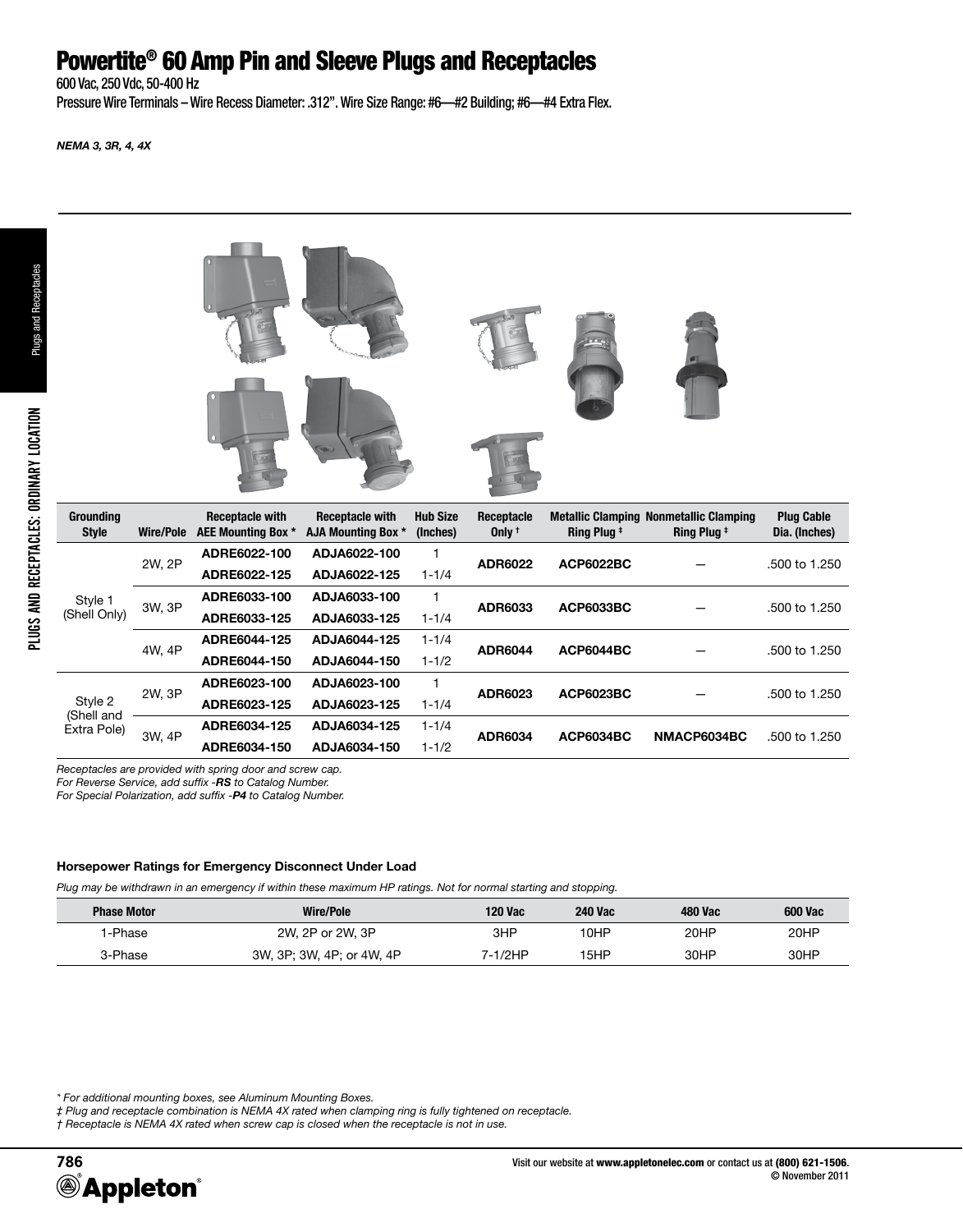# Powertite® 60 Amp Pin and Sleeve Plugs and Receptacles

600 Vac, 250 Vdc, 50-400 Hz

Pressure Wire Terminals – Wire Recess Diameter: .312". Wire Size Range: #6—#2 Building; #6—#4 Extra Flex.

*NEMA 3, 3R, 4, 4X*

| Grounding Style | Wire/Pole | Receptacle with AEE Mounting Box * | Receptacle with AJA Mounting Box * | Hub Size (Inches) | Receptacle Only † | Metallic Clamping Ring Plug ‡ | Nonmetallic Clamping Ring Plug ‡ | Plug Cable Dia. (Inches) |
|---|---|---|---|---|---|---|---|---|
| Style 1 (Shell Only) | 2W, 2P | **ADRE6022-100** | **ADJA6022-100** | 1 | **ADR6022** | **ACP6022BC** | — | .500 to 1.250 |
| | | **ADRE6022-125** | **ADJA6022-125** | 1-1/4 | | | | |
| | 3W, 3P | **ADRE6033-100** | **ADJA6033-100** | 1 | **ADR6033** | **ACP6033BC** | — | .500 to 1.250 |
| | | **ADRE6033-125** | **ADJA6033-125** | 1-1/4 | | | | |
| | 4W, 4P | **ADRE6044-125** | **ADJA6044-125** | 1-1/4 | **ADR6044** | **ACP6044BC** | — | .500 to 1.250 |
| | | **ADRE6044-150** | **ADJA6044-150** | 1-1/2 | | | | |
| Style 2 (Shell and Extra Pole) | 2W, 3P | **ADRE6023-100** | **ADJA6023-100** | 1 | **ADR6023** | **ACP6023BC** | — | .500 to 1.250 |
| | | **ADRE6023-125** | **ADJA6023-125** | 1-1/4 | | | | |
| | 3W, 4P | **ADRE6034-125** | **ADJA6034-125** | 1-1/4 | **ADR6034** | **ACP6034BC** | **NMACP6034BC** | .500 to 1.250 |
| | | **ADRE6034-150** | **ADJA6034-150** | 1-1/2 | | | | |

*Receptacles are provided with spring door and screw cap.*
*For Reverse Service, add suffix -**RS** to Catalog Number.*
*For Special Polarization, add suffix -**P4** to Catalog Number.*

**Horsepower Ratings for Emergency Disconnect Under Load**

*Plug may be withdrawn in an emergency if within these maximum HP ratings. Not for normal starting and stopping.*

| Phase Motor | Wire/Pole | 120 Vac | 240 Vac | 480 Vac | 600 Vac |
|---|---|---|---|---|---|
| 1-Phase | 2W, 2P or 2W, 3P | 3HP | 10HP | 20HP | 20HP |
| 3-Phase | 3W, 3P; 3W, 4P; or 4W, 4P | 7-1/2HP | 15HP | 30HP | 30HP |

*\* For additional mounting boxes, see Aluminum Mounting Boxes.*
*‡ Plug and receptacle combination is NEMA 4X rated when clamping ring is fully tightened on receptacle.*
*† Receptacle is NEMA 4X rated when screw cap is closed when the receptacle is not in use.*

Visit our website at **www.appletonelec.com** or contact us at **(800) 621-1506**.
© November 2011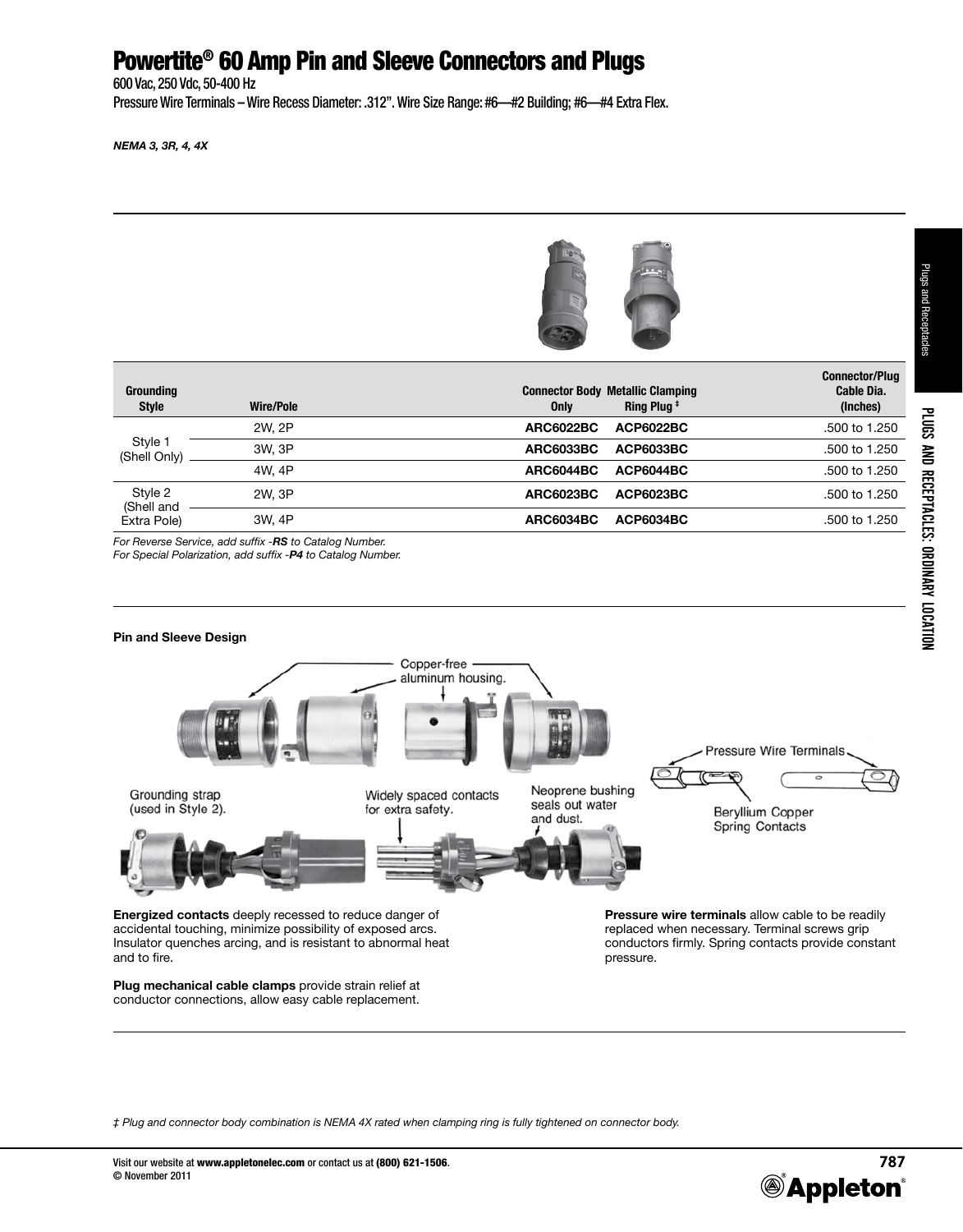# Powertite® 60 Amp Pin and Sleeve Connectors and Plugs

600 Vac, 250 Vdc, 50-400 Hz

Pressure Wire Terminals – Wire Recess Diameter: .312". Wire Size Range: #6—#2 Building; #6—#4 Extra Flex.

*NEMA 3, 3R, 4, 4X*

| Grounding Style | Wire/Pole | Connector Body Only | Metallic Clamping Ring Plug ‡ | Connector/Plug Cable Dia. (Inches) |
|---|---|---|---|---|
| Style 1 (Shell Only) | 2W, 2P | **ARC6022BC** | **ACP6022BC** | .500 to 1.250 |
| | 3W, 3P | **ARC6033BC** | **ACP6033BC** | .500 to 1.250 |
| | 4W, 4P | **ARC6044BC** | **ACP6044BC** | .500 to 1.250 |
| Style 2 (Shell and Extra Pole) | 2W, 3P | **ARC6023BC** | **ACP6023BC** | .500 to 1.250 |
| | 3W, 4P | **ARC6034BC** | **ACP6034BC** | .500 to 1.250 |

*For Reverse Service, add suffix -**RS** to Catalog Number.*
*For Special Polarization, add suffix -**P4** to Catalog Number.*

**Pin and Sleeve Design**

Copper-free aluminum housing.

Pressure Wire Terminals

Grounding strap (used in Style 2).

Widely spaced contacts for extra safety.

Neoprene bushing seals out water and dust.

Beryllium Copper Spring Contacts

**Energized contacts** deeply recessed to reduce danger of accidental touching, minimize possibility of exposed arcs. Insulator quenches arcing, and is resistant to abnormal heat and to fire.

**Plug mechanical cable clamps** provide strain relief at conductor connections, allow easy cable replacement.

**Pressure wire terminals** allow cable to be readily replaced when necessary. Terminal screws grip conductors firmly. Spring contacts provide constant pressure.

*‡ Plug and connector body combination is NEMA 4X rated when clamping ring is fully tightened on connector body.*